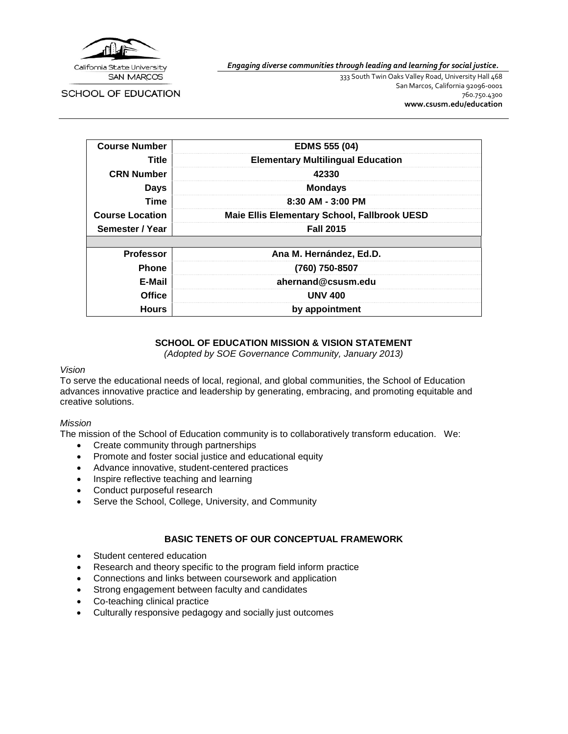California State University
SAN MARCOS

SCHOOL OF EDUCATION

***Engaging diverse communities through leading and learning for social justice.***

333 South Twin Oaks Valley Road, University Hall 468
San Marcos, California 92096-0001
760.750.4300
**www.csusm.edu/education**

| | |
|---|---|
| **Course Number** | **EDMS 555 (04)** |
| **Title** | **Elementary Multilingual Education** |
| **CRN Number** | **42330** |
| **Days** | **Mondays** |
| **Time** | **8:30 AM - 3:00 PM** |
| **Course Location** | **Maie Ellis Elementary School, Fallbrook UESD** |
| **Semester / Year** | **Fall 2015** |
| | |
| **Professor** | **Ana M. Hernández, Ed.D.** |
| **Phone** | **(760) 750-8507** |
| **E-Mail** | **ahernand@csusm.edu** |
| **Office** | **UNV 400** |
| **Hours** | **by appointment** |

## SCHOOL OF EDUCATION MISSION & VISION STATEMENT

*(Adopted by SOE Governance Community, January 2013)*

*Vision*

To serve the educational needs of local, regional, and global communities, the School of Education advances innovative practice and leadership by generating, embracing, and promoting equitable and creative solutions.

*Mission*

The mission of the School of Education community is to collaboratively transform education. We:

- Create community through partnerships
- Promote and foster social justice and educational equity
- Advance innovative, student-centered practices
- Inspire reflective teaching and learning
- Conduct purposeful research
- Serve the School, College, University, and Community

## BASIC TENETS OF OUR CONCEPTUAL FRAMEWORK

- Student centered education
- Research and theory specific to the program field inform practice
- Connections and links between coursework and application
- Strong engagement between faculty and candidates
- Co-teaching clinical practice
- Culturally responsive pedagogy and socially just outcomes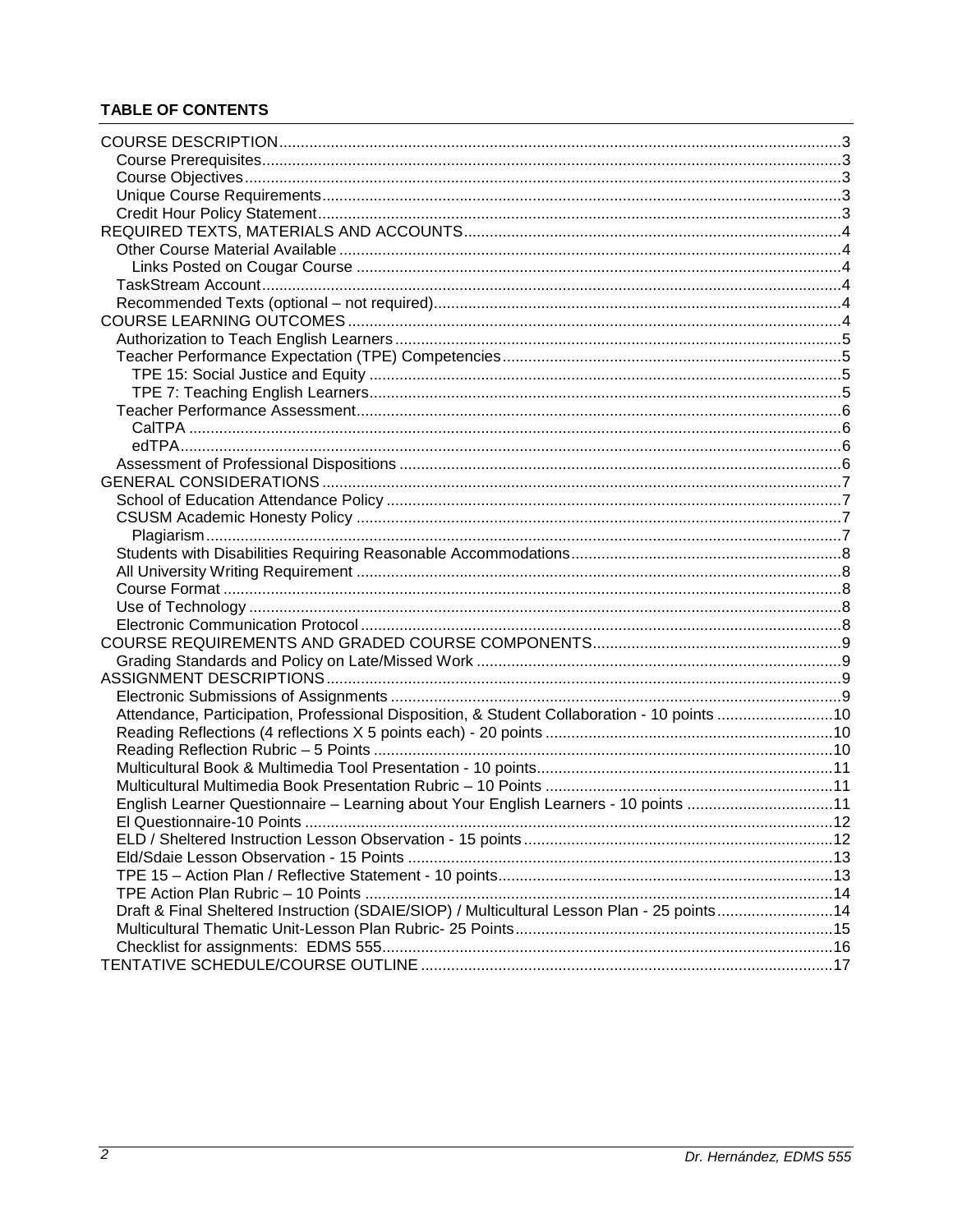**TABLE OF CONTENTS**

- COURSE DESCRIPTION ... 3
  - Course Prerequisites ... 3
  - Course Objectives ... 3
  - Unique Course Requirements ... 3
  - Credit Hour Policy Statement ... 3
- REQUIRED TEXTS, MATERIALS AND ACCOUNTS ... 4
  - Other Course Material Available ... 4
    - Links Posted on Cougar Course ... 4
  - TaskStream Account ... 4
  - Recommended Texts (optional – not required) ... 4
- COURSE LEARNING OUTCOMES ... 4
  - Authorization to Teach English Learners ... 5
  - Teacher Performance Expectation (TPE) Competencies ... 5
    - TPE 15: Social Justice and Equity ... 5
    - TPE 7: Teaching English Learners ... 5
  - Teacher Performance Assessment ... 6
    - CalTPA ... 6
    - edTPA ... 6
  - Assessment of Professional Dispositions ... 6
- GENERAL CONSIDERATIONS ... 7
  - School of Education Attendance Policy ... 7
  - CSUSM Academic Honesty Policy ... 7
    - Plagiarism ... 7
  - Students with Disabilities Requiring Reasonable Accommodations ... 8
  - All University Writing Requirement ... 8
  - Course Format ... 8
  - Use of Technology ... 8
  - Electronic Communication Protocol ... 8
- COURSE REQUIREMENTS AND GRADED COURSE COMPONENTS ... 9
  - Grading Standards and Policy on Late/Missed Work ... 9
- ASSIGNMENT DESCRIPTIONS ... 9
  - Electronic Submissions of Assignments ... 9
  - Attendance, Participation, Professional Disposition, & Student Collaboration - 10 points ... 10
  - Reading Reflections (4 reflections X 5 points each) - 20 points ... 10
  - Reading Reflection Rubric – 5 Points ... 10
  - Multicultural Book & Multimedia Tool Presentation - 10 points ... 11
  - Multicultural Multimedia Book Presentation Rubric – 10 Points ... 11
  - English Learner Questionnaire – Learning about Your English Learners - 10 points ... 11
  - El Questionnaire-10 Points ... 12
  - ELD / Sheltered Instruction Lesson Observation - 15 points ... 12
  - Eld/Sdaie Lesson Observation - 15 Points ... 13
  - TPE 15 – Action Plan / Reflective Statement - 10 points ... 13
  - TPE Action Plan Rubric – 10 Points ... 14
  - Draft & Final Sheltered Instruction (SDAIE/SIOP) / Multicultural Lesson Plan - 25 points ... 14
  - Multicultural Thematic Unit-Lesson Plan Rubric- 25 Points ... 15
  - Checklist for assignments: EDMS 555 ... 16
- TENTATIVE SCHEDULE/COURSE OUTLINE ... 17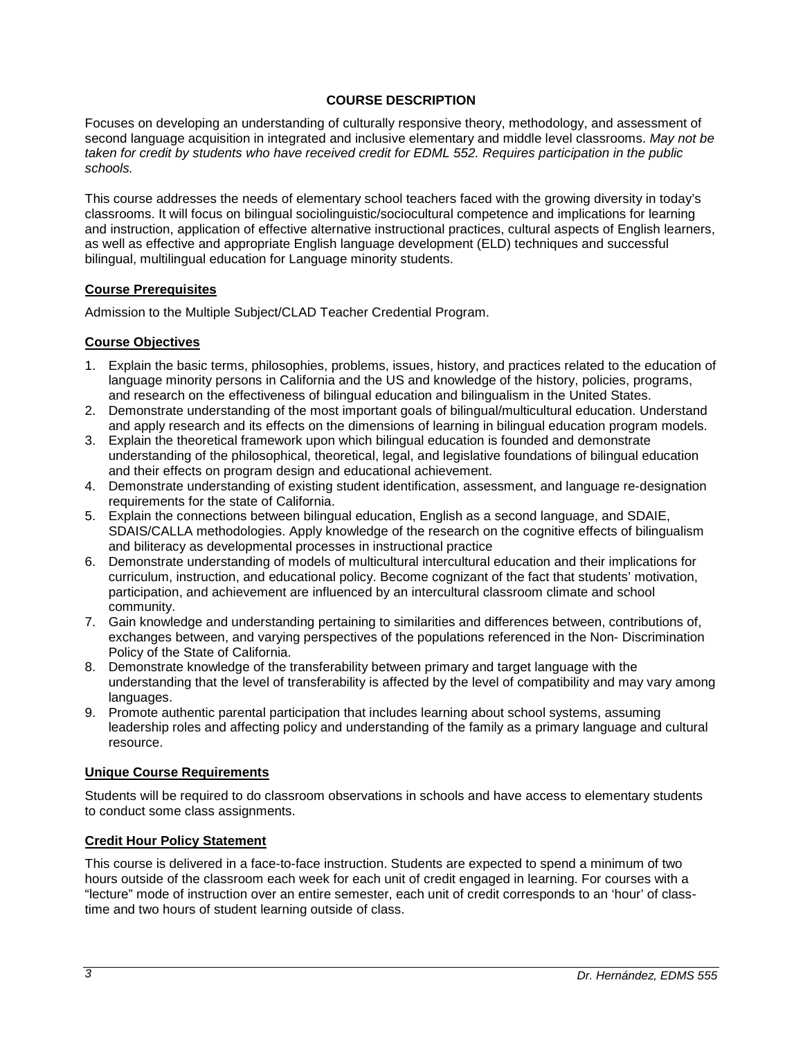## COURSE DESCRIPTION

Focuses on developing an understanding of culturally responsive theory, methodology, and assessment of second language acquisition in integrated and inclusive elementary and middle level classrooms. *May not be taken for credit by students who have received credit for EDML 552. Requires participation in the public schools.*

This course addresses the needs of elementary school teachers faced with the growing diversity in today's classrooms. It will focus on bilingual sociolinguistic/sociocultural competence and implications for learning and instruction, application of effective alternative instructional practices, cultural aspects of English learners, as well as effective and appropriate English language development (ELD) techniques and successful bilingual, multilingual education for Language minority students.

### Course Prerequisites

Admission to the Multiple Subject/CLAD Teacher Credential Program.

### Course Objectives

1. Explain the basic terms, philosophies, problems, issues, history, and practices related to the education of language minority persons in California and the US and knowledge of the history, policies, programs, and research on the effectiveness of bilingual education and bilingualism in the United States.
2. Demonstrate understanding of the most important goals of bilingual/multicultural education. Understand and apply research and its effects on the dimensions of learning in bilingual education program models.
3. Explain the theoretical framework upon which bilingual education is founded and demonstrate understanding of the philosophical, theoretical, legal, and legislative foundations of bilingual education and their effects on program design and educational achievement.
4. Demonstrate understanding of existing student identification, assessment, and language re-designation requirements for the state of California.
5. Explain the connections between bilingual education, English as a second language, and SDAIE, SDAIS/CALLA methodologies. Apply knowledge of the research on the cognitive effects of bilingualism and biliteracy as developmental processes in instructional practice
6. Demonstrate understanding of models of multicultural intercultural education and their implications for curriculum, instruction, and educational policy. Become cognizant of the fact that students' motivation, participation, and achievement are influenced by an intercultural classroom climate and school community.
7. Gain knowledge and understanding pertaining to similarities and differences between, contributions of, exchanges between, and varying perspectives of the populations referenced in the Non- Discrimination Policy of the State of California.
8. Demonstrate knowledge of the transferability between primary and target language with the understanding that the level of transferability is affected by the level of compatibility and may vary among languages.
9. Promote authentic parental participation that includes learning about school systems, assuming leadership roles and affecting policy and understanding of the family as a primary language and cultural resource.

### Unique Course Requirements

Students will be required to do classroom observations in schools and have access to elementary students to conduct some class assignments.

### Credit Hour Policy Statement

This course is delivered in a face-to-face instruction. Students are expected to spend a minimum of two hours outside of the classroom each week for each unit of credit engaged in learning. For courses with a "lecture" mode of instruction over an entire semester, each unit of credit corresponds to an 'hour' of class-time and two hours of student learning outside of class.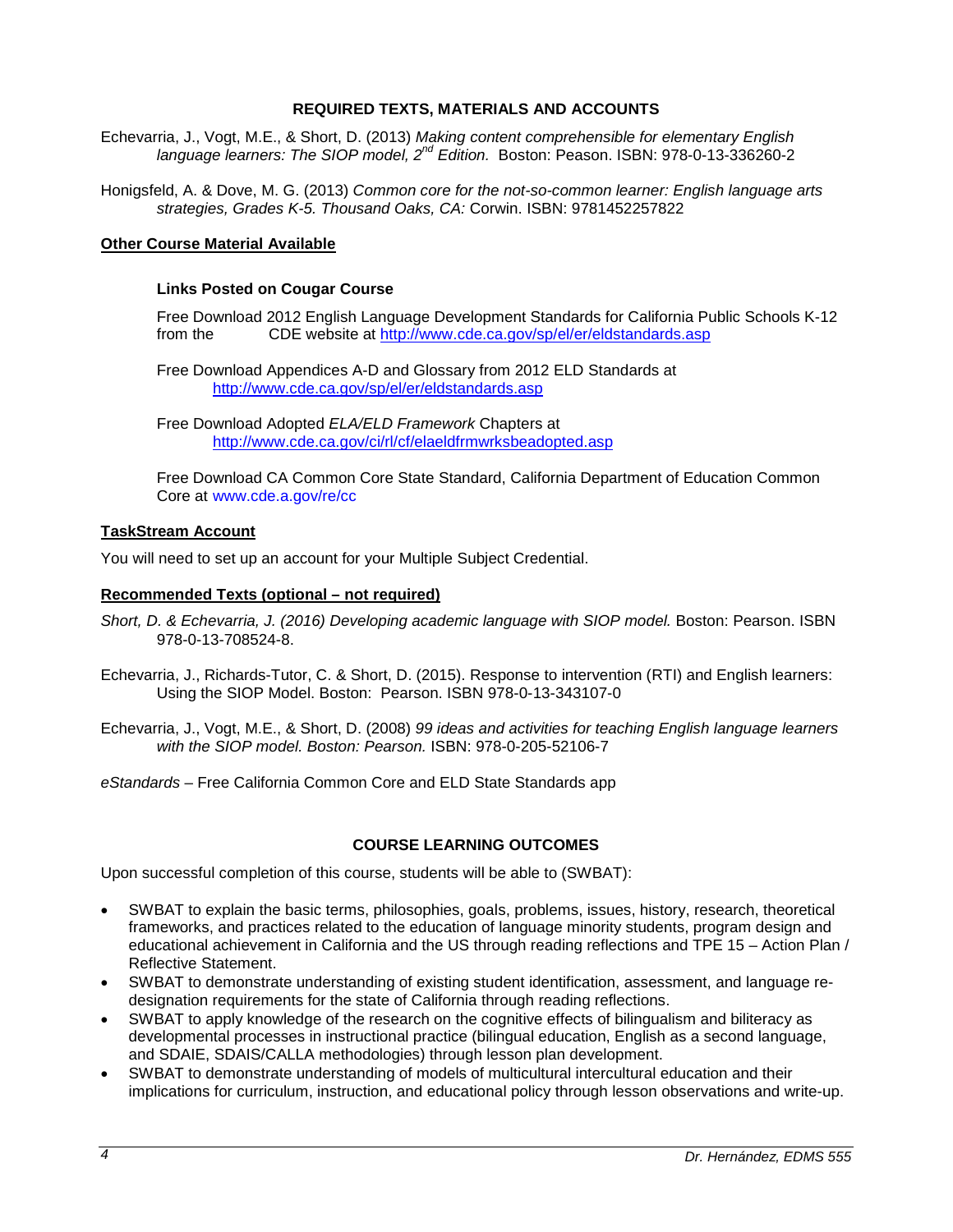## REQUIRED TEXTS, MATERIALS AND ACCOUNTS

Echevarria, J., Vogt, M.E., & Short, D. (2013) *Making content comprehensible for elementary English language learners: The SIOP model, 2nd Edition.* Boston: Peason. ISBN: 978-0-13-336260-2

Honigsfeld, A. & Dove, M. G. (2013) *Common core for the not-so-common learner: English language arts strategies, Grades K-5. Thousand Oaks, CA:* Corwin. ISBN: 9781452257822

**Other Course Material Available**

**Links Posted on Cougar Course**

Free Download 2012 English Language Development Standards for California Public Schools K-12 from the CDE website at http://www.cde.ca.gov/sp/el/er/eldstandards.asp

Free Download Appendices A-D and Glossary from 2012 ELD Standards at http://www.cde.ca.gov/sp/el/er/eldstandards.asp

Free Download Adopted *ELA/ELD Framework* Chapters at http://www.cde.ca.gov/ci/rl/cf/elaeldfrmwrksbeadopted.asp

Free Download CA Common Core State Standard, California Department of Education Common Core at www.cde.a.gov/re/cc

**TaskStream Account**

You will need to set up an account for your Multiple Subject Credential.

**Recommended Texts (optional – not required)**

*Short, D. & Echevarria, J. (2016) Developing academic language with SIOP model.* Boston: Pearson. ISBN 978-0-13-708524-8.

Echevarria, J., Richards-Tutor, C. & Short, D. (2015). Response to intervention (RTI) and English learners: Using the SIOP Model. Boston: Pearson. ISBN 978-0-13-343107-0

Echevarria, J., Vogt, M.E., & Short, D. (2008) *99 ideas and activities for teaching English language learners with the SIOP model. Boston: Pearson.* ISBN: 978-0-205-52106-7

*eStandards* – Free California Common Core and ELD State Standards app

## COURSE LEARNING OUTCOMES

Upon successful completion of this course, students will be able to (SWBAT):

- SWBAT to explain the basic terms, philosophies, goals, problems, issues, history, research, theoretical frameworks, and practices related to the education of language minority students, program design and educational achievement in California and the US through reading reflections and TPE 15 – Action Plan / Reflective Statement.
- SWBAT to demonstrate understanding of existing student identification, assessment, and language re-designation requirements for the state of California through reading reflections.
- SWBAT to apply knowledge of the research on the cognitive effects of bilingualism and biliteracy as developmental processes in instructional practice (bilingual education, English as a second language, and SDAIE, SDAIS/CALLA methodologies) through lesson plan development.
- SWBAT to demonstrate understanding of models of multicultural intercultural education and their implications for curriculum, instruction, and educational policy through lesson observations and write-up.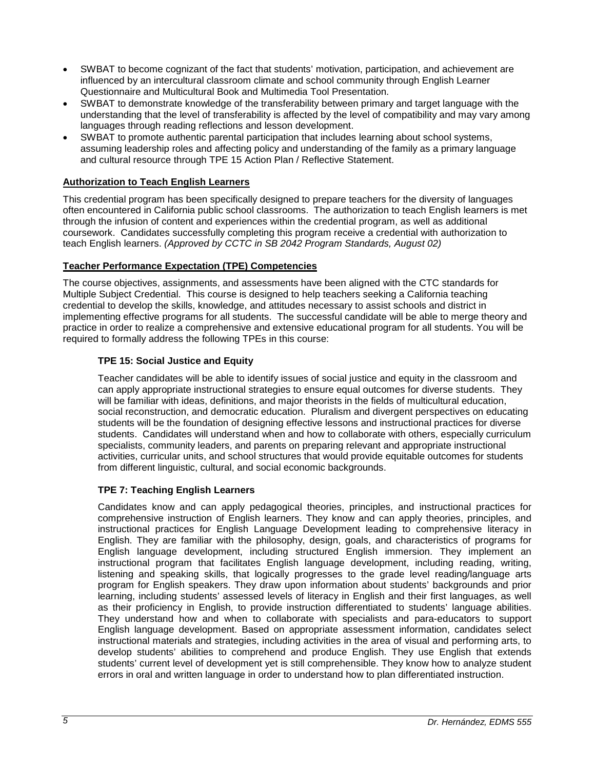- SWBAT to become cognizant of the fact that students' motivation, participation, and achievement are influenced by an intercultural classroom climate and school community through English Learner Questionnaire and Multicultural Book and Multimedia Tool Presentation.
- SWBAT to demonstrate knowledge of the transferability between primary and target language with the understanding that the level of transferability is affected by the level of compatibility and may vary among languages through reading reflections and lesson development.
- SWBAT to promote authentic parental participation that includes learning about school systems, assuming leadership roles and affecting policy and understanding of the family as a primary language and cultural resource through TPE 15 Action Plan / Reflective Statement.

## Authorization to Teach English Learners

This credential program has been specifically designed to prepare teachers for the diversity of languages often encountered in California public school classrooms. The authorization to teach English learners is met through the infusion of content and experiences within the credential program, as well as additional coursework. Candidates successfully completing this program receive a credential with authorization to teach English learners. *(Approved by CCTC in SB 2042 Program Standards, August 02)*

## Teacher Performance Expectation (TPE) Competencies

The course objectives, assignments, and assessments have been aligned with the CTC standards for Multiple Subject Credential. This course is designed to help teachers seeking a California teaching credential to develop the skills, knowledge, and attitudes necessary to assist schools and district in implementing effective programs for all students. The successful candidate will be able to merge theory and practice in order to realize a comprehensive and extensive educational program for all students. You will be required to formally address the following TPEs in this course:

### TPE 15: Social Justice and Equity

Teacher candidates will be able to identify issues of social justice and equity in the classroom and can apply appropriate instructional strategies to ensure equal outcomes for diverse students. They will be familiar with ideas, definitions, and major theorists in the fields of multicultural education, social reconstruction, and democratic education. Pluralism and divergent perspectives on educating students will be the foundation of designing effective lessons and instructional practices for diverse students. Candidates will understand when and how to collaborate with others, especially curriculum specialists, community leaders, and parents on preparing relevant and appropriate instructional activities, curricular units, and school structures that would provide equitable outcomes for students from different linguistic, cultural, and social economic backgrounds.

### TPE 7: Teaching English Learners

Candidates know and can apply pedagogical theories, principles, and instructional practices for comprehensive instruction of English learners. They know and can apply theories, principles, and instructional practices for English Language Development leading to comprehensive literacy in English. They are familiar with the philosophy, design, goals, and characteristics of programs for English language development, including structured English immersion. They implement an instructional program that facilitates English language development, including reading, writing, listening and speaking skills, that logically progresses to the grade level reading/language arts program for English speakers. They draw upon information about students' backgrounds and prior learning, including students' assessed levels of literacy in English and their first languages, as well as their proficiency in English, to provide instruction differentiated to students' language abilities. They understand how and when to collaborate with specialists and para-educators to support English language development. Based on appropriate assessment information, candidates select instructional materials and strategies, including activities in the area of visual and performing arts, to develop students' abilities to comprehend and produce English. They use English that extends students' current level of development yet is still comprehensible. They know how to analyze student errors in oral and written language in order to understand how to plan differentiated instruction.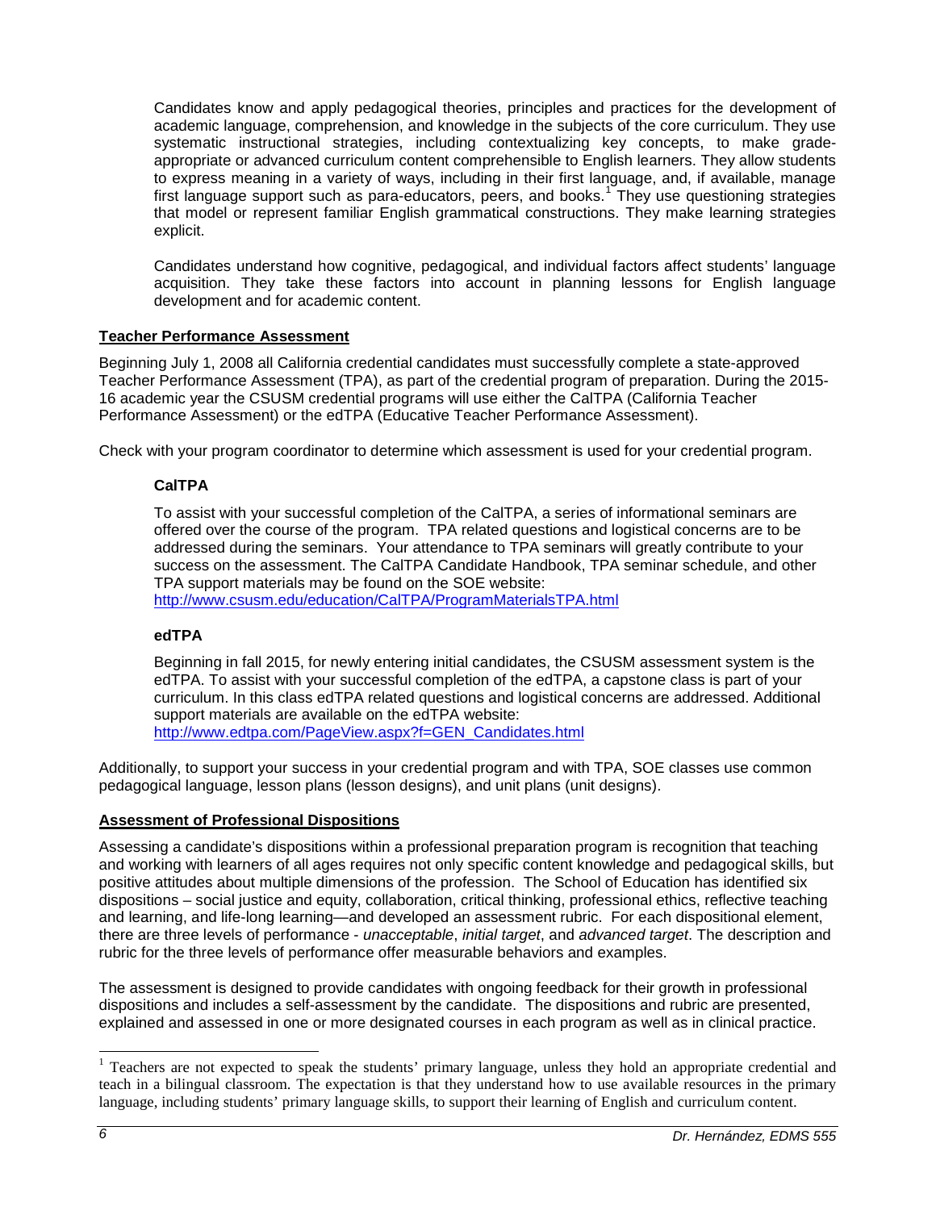Candidates know and apply pedagogical theories, principles and practices for the development of academic language, comprehension, and knowledge in the subjects of the core curriculum. They use systematic instructional strategies, including contextualizing key concepts, to make grade-appropriate or advanced curriculum content comprehensible to English learners. They allow students to express meaning in a variety of ways, including in their first language, and, if available, manage first language support such as para-educators, peers, and books.[1] They use questioning strategies that model or represent familiar English grammatical constructions. They make learning strategies explicit.

Candidates understand how cognitive, pedagogical, and individual factors affect students' language acquisition. They take these factors into account in planning lessons for English language development and for academic content.

## Teacher Performance Assessment

Beginning July 1, 2008 all California credential candidates must successfully complete a state-approved Teacher Performance Assessment (TPA), as part of the credential program of preparation. During the 2015-16 academic year the CSUSM credential programs will use either the CalTPA (California Teacher Performance Assessment) or the edTPA (Educative Teacher Performance Assessment).

Check with your program coordinator to determine which assessment is used for your credential program.

### CalTPA

To assist with your successful completion of the CalTPA, a series of informational seminars are offered over the course of the program. TPA related questions and logistical concerns are to be addressed during the seminars. Your attendance to TPA seminars will greatly contribute to your success on the assessment. The CalTPA Candidate Handbook, TPA seminar schedule, and other TPA support materials may be found on the SOE website:
http://www.csusm.edu/education/CalTPA/ProgramMaterialsTPA.html

### edTPA

Beginning in fall 2015, for newly entering initial candidates, the CSUSM assessment system is the edTPA. To assist with your successful completion of the edTPA, a capstone class is part of your curriculum. In this class edTPA related questions and logistical concerns are addressed. Additional support materials are available on the edTPA website:
http://www.edtpa.com/PageView.aspx?f=GEN_Candidates.html

Additionally, to support your success in your credential program and with TPA, SOE classes use common pedagogical language, lesson plans (lesson designs), and unit plans (unit designs).

## Assessment of Professional Dispositions

Assessing a candidate's dispositions within a professional preparation program is recognition that teaching and working with learners of all ages requires not only specific content knowledge and pedagogical skills, but positive attitudes about multiple dimensions of the profession. The School of Education has identified six dispositions – social justice and equity, collaboration, critical thinking, professional ethics, reflective teaching and learning, and life-long learning—and developed an assessment rubric. For each dispositional element, there are three levels of performance - *unacceptable*, *initial target*, and *advanced target*. The description and rubric for the three levels of performance offer measurable behaviors and examples.

The assessment is designed to provide candidates with ongoing feedback for their growth in professional dispositions and includes a self-assessment by the candidate. The dispositions and rubric are presented, explained and assessed in one or more designated courses in each program as well as in clinical practice.

---

[1] Teachers are not expected to speak the students' primary language, unless they hold an appropriate credential and teach in a bilingual classroom. The expectation is that they understand how to use available resources in the primary language, including students' primary language skills, to support their learning of English and curriculum content.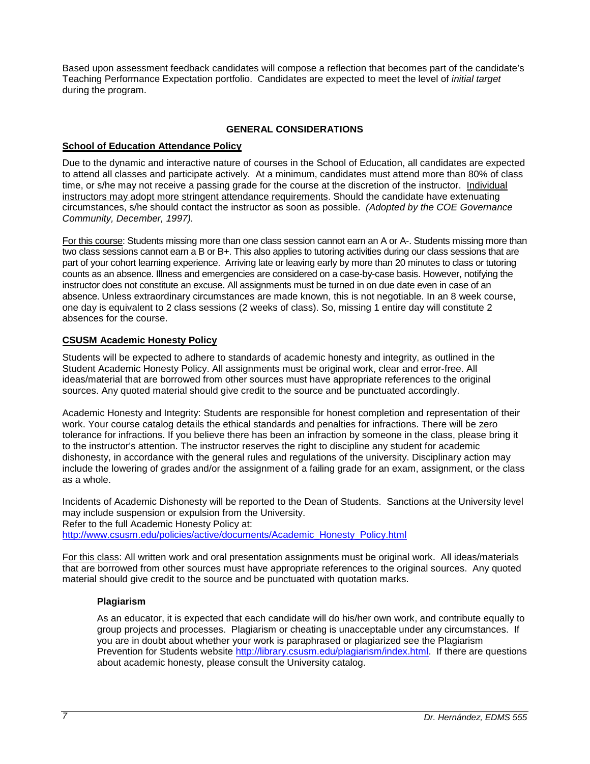Based upon assessment feedback candidates will compose a reflection that becomes part of the candidate's Teaching Performance Expectation portfolio. Candidates are expected to meet the level of *initial target* during the program.

## GENERAL CONSIDERATIONS

### School of Education Attendance Policy

Due to the dynamic and interactive nature of courses in the School of Education, all candidates are expected to attend all classes and participate actively. At a minimum, candidates must attend more than 80% of class time, or s/he may not receive a passing grade for the course at the discretion of the instructor. Individual instructors may adopt more stringent attendance requirements. Should the candidate have extenuating circumstances, s/he should contact the instructor as soon as possible. *(Adopted by the COE Governance Community, December, 1997).*

For this course: Students missing more than one class session cannot earn an A or A-. Students missing more than two class sessions cannot earn a B or B+. This also applies to tutoring activities during our class sessions that are part of your cohort learning experience. Arriving late or leaving early by more than 20 minutes to class or tutoring counts as an absence. Illness and emergencies are considered on a case-by-case basis. However, notifying the instructor does not constitute an excuse. All assignments must be turned in on due date even in case of an absence. Unless extraordinary circumstances are made known, this is not negotiable. In an 8 week course, one day is equivalent to 2 class sessions (2 weeks of class). So, missing 1 entire day will constitute 2 absences for the course.

### CSUSM Academic Honesty Policy

Students will be expected to adhere to standards of academic honesty and integrity, as outlined in the Student Academic Honesty Policy. All assignments must be original work, clear and error-free. All ideas/material that are borrowed from other sources must have appropriate references to the original sources. Any quoted material should give credit to the source and be punctuated accordingly.

Academic Honesty and Integrity: Students are responsible for honest completion and representation of their work. Your course catalog details the ethical standards and penalties for infractions. There will be zero tolerance for infractions. If you believe there has been an infraction by someone in the class, please bring it to the instructor's attention. The instructor reserves the right to discipline any student for academic dishonesty, in accordance with the general rules and regulations of the university. Disciplinary action may include the lowering of grades and/or the assignment of a failing grade for an exam, assignment, or the class as a whole.

Incidents of Academic Dishonesty will be reported to the Dean of Students. Sanctions at the University level may include suspension or expulsion from the University.
Refer to the full Academic Honesty Policy at:
http://www.csusm.edu/policies/active/documents/Academic_Honesty_Policy.html

For this class: All written work and oral presentation assignments must be original work. All ideas/materials that are borrowed from other sources must have appropriate references to the original sources. Any quoted material should give credit to the source and be punctuated with quotation marks.

#### Plagiarism

As an educator, it is expected that each candidate will do his/her own work, and contribute equally to group projects and processes. Plagiarism or cheating is unacceptable under any circumstances. If you are in doubt about whether your work is paraphrased or plagiarized see the Plagiarism Prevention for Students website http://library.csusm.edu/plagiarism/index.html. If there are questions about academic honesty, please consult the University catalog.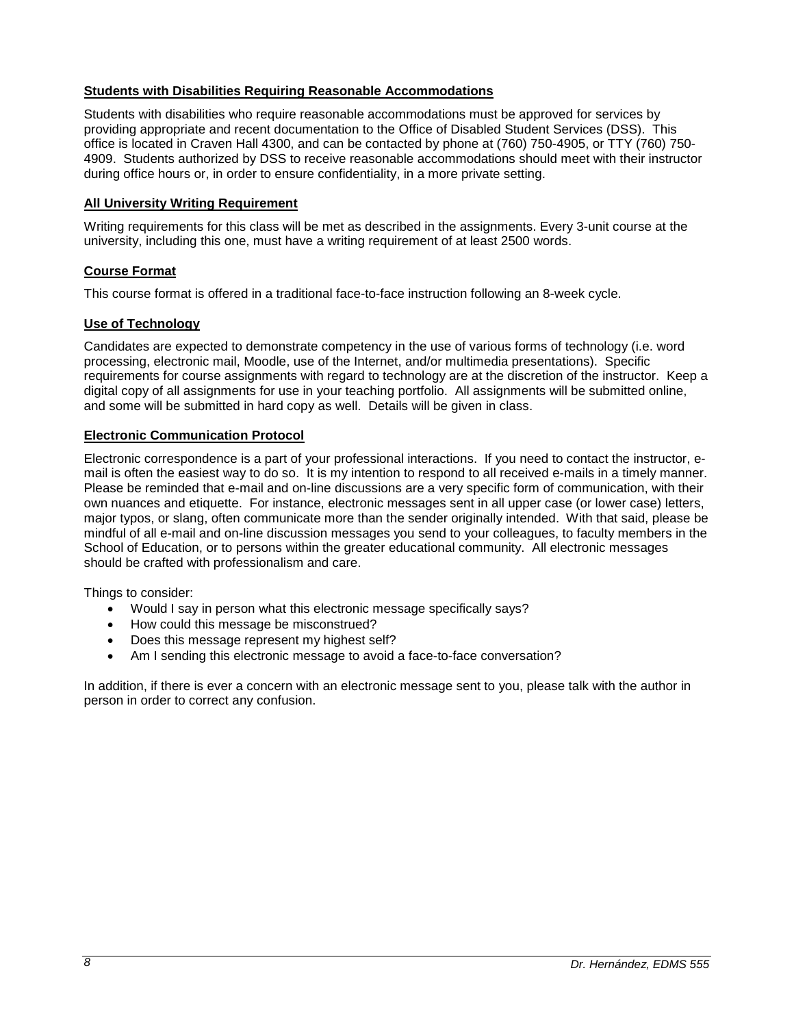### Students with Disabilities Requiring Reasonable Accommodations

Students with disabilities who require reasonable accommodations must be approved for services by providing appropriate and recent documentation to the Office of Disabled Student Services (DSS). This office is located in Craven Hall 4300, and can be contacted by phone at (760) 750-4905, or TTY (760) 750-4909. Students authorized by DSS to receive reasonable accommodations should meet with their instructor during office hours or, in order to ensure confidentiality, in a more private setting.

### All University Writing Requirement

Writing requirements for this class will be met as described in the assignments. Every 3-unit course at the university, including this one, must have a writing requirement of at least 2500 words.

### Course Format

This course format is offered in a traditional face-to-face instruction following an 8-week cycle.

### Use of Technology

Candidates are expected to demonstrate competency in the use of various forms of technology (i.e. word processing, electronic mail, Moodle, use of the Internet, and/or multimedia presentations). Specific requirements for course assignments with regard to technology are at the discretion of the instructor. Keep a digital copy of all assignments for use in your teaching portfolio. All assignments will be submitted online, and some will be submitted in hard copy as well. Details will be given in class.

### Electronic Communication Protocol

Electronic correspondence is a part of your professional interactions. If you need to contact the instructor, e-mail is often the easiest way to do so. It is my intention to respond to all received e-mails in a timely manner. Please be reminded that e-mail and on-line discussions are a very specific form of communication, with their own nuances and etiquette. For instance, electronic messages sent in all upper case (or lower case) letters, major typos, or slang, often communicate more than the sender originally intended. With that said, please be mindful of all e-mail and on-line discussion messages you send to your colleagues, to faculty members in the School of Education, or to persons within the greater educational community. All electronic messages should be crafted with professionalism and care.

Things to consider:

- Would I say in person what this electronic message specifically says?
- How could this message be misconstrued?
- Does this message represent my highest self?
- Am I sending this electronic message to avoid a face-to-face conversation?

In addition, if there is ever a concern with an electronic message sent to you, please talk with the author in person in order to correct any confusion.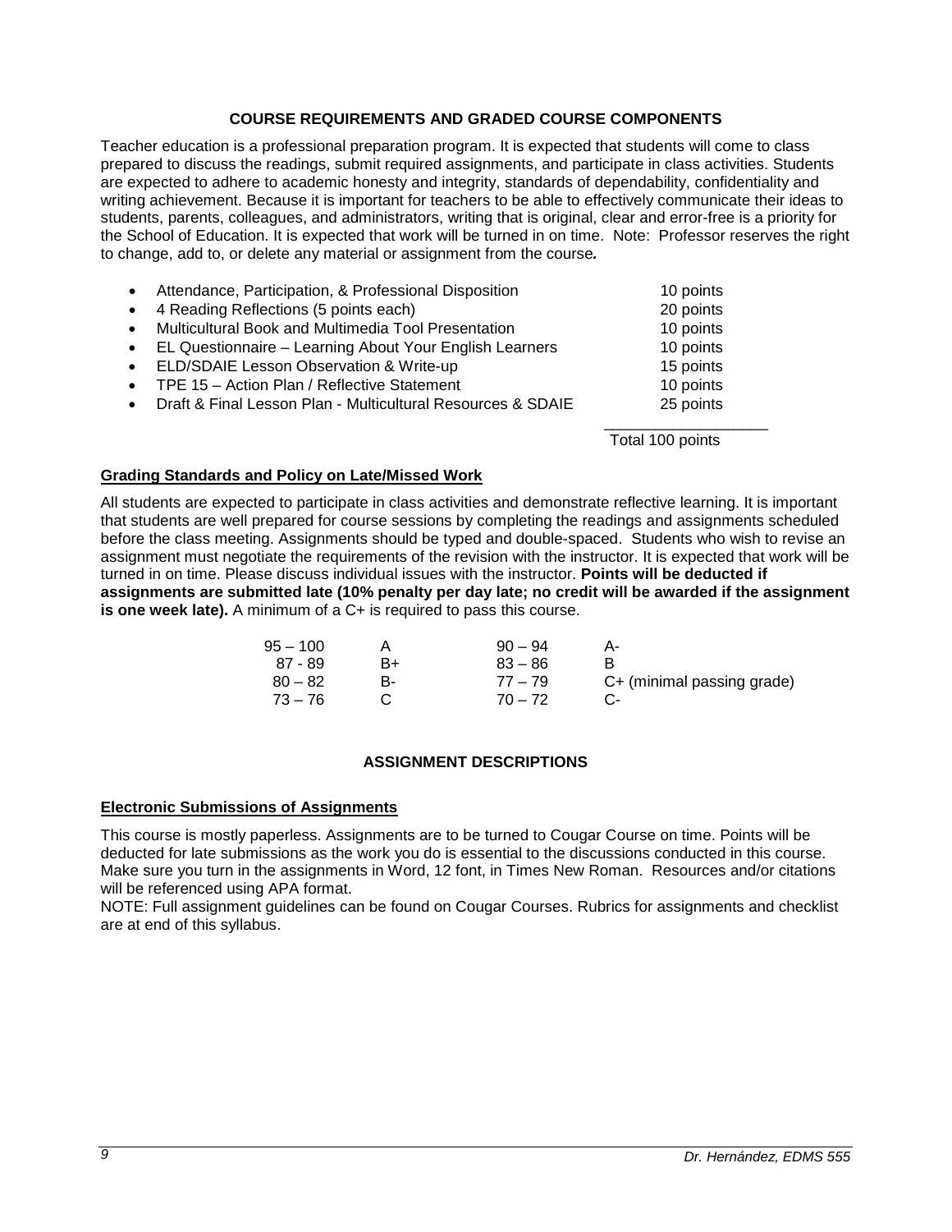## COURSE REQUIREMENTS AND GRADED COURSE COMPONENTS

Teacher education is a professional preparation program. It is expected that students will come to class prepared to discuss the readings, submit required assignments, and participate in class activities. Students are expected to adhere to academic honesty and integrity, standards of dependability, confidentiality and writing achievement. Because it is important for teachers to be able to effectively communicate their ideas to students, parents, colleagues, and administrators, writing that is original, clear and error-free is a priority for the School of Education. It is expected that work will be turned in on time. Note: Professor reserves the right to change, add to, or delete any material or assignment from the course*.*

| Component | Points |
|---|---|
| Attendance, Participation, & Professional Disposition | 10 points |
| 4 Reading Reflections (5 points each) | 20 points |
| Multicultural Book and Multimedia Tool Presentation | 10 points |
| EL Questionnaire – Learning About Your English Learners | 10 points |
| ELD/SDAIE Lesson Observation & Write-up | 15 points |
| TPE 15 – Action Plan / Reflective Statement | 10 points |
| Draft & Final Lesson Plan - Multicultural Resources & SDAIE | 25 points |
| | Total 100 points |

### Grading Standards and Policy on Late/Missed Work

All students are expected to participate in class activities and demonstrate reflective learning. It is important that students are well prepared for course sessions by completing the readings and assignments scheduled before the class meeting. Assignments should be typed and double-spaced. Students who wish to revise an assignment must negotiate the requirements of the revision with the instructor. It is expected that work will be turned in on time. Please discuss individual issues with the instructor. **Points will be deducted if assignments are submitted late (10% penalty per day late; no credit will be awarded if the assignment is one week late).** A minimum of a C+ is required to pass this course.

| | | | |
|---|---|---|---|
| 95 – 100 | A | 90 – 94 | A- |
| 87 - 89 | B+ | 83 – 86 | B |
| 80 – 82 | B- | 77 – 79 | C+ (minimal passing grade) |
| 73 – 76 | C | 70 – 72 | C- |

## ASSIGNMENT DESCRIPTIONS

### Electronic Submissions of Assignments

This course is mostly paperless. Assignments are to be turned to Cougar Course on time. Points will be deducted for late submissions as the work you do is essential to the discussions conducted in this course. Make sure you turn in the assignments in Word, 12 font, in Times New Roman. Resources and/or citations will be referenced using APA format.

NOTE: Full assignment guidelines can be found on Cougar Courses. Rubrics for assignments and checklist are at end of this syllabus.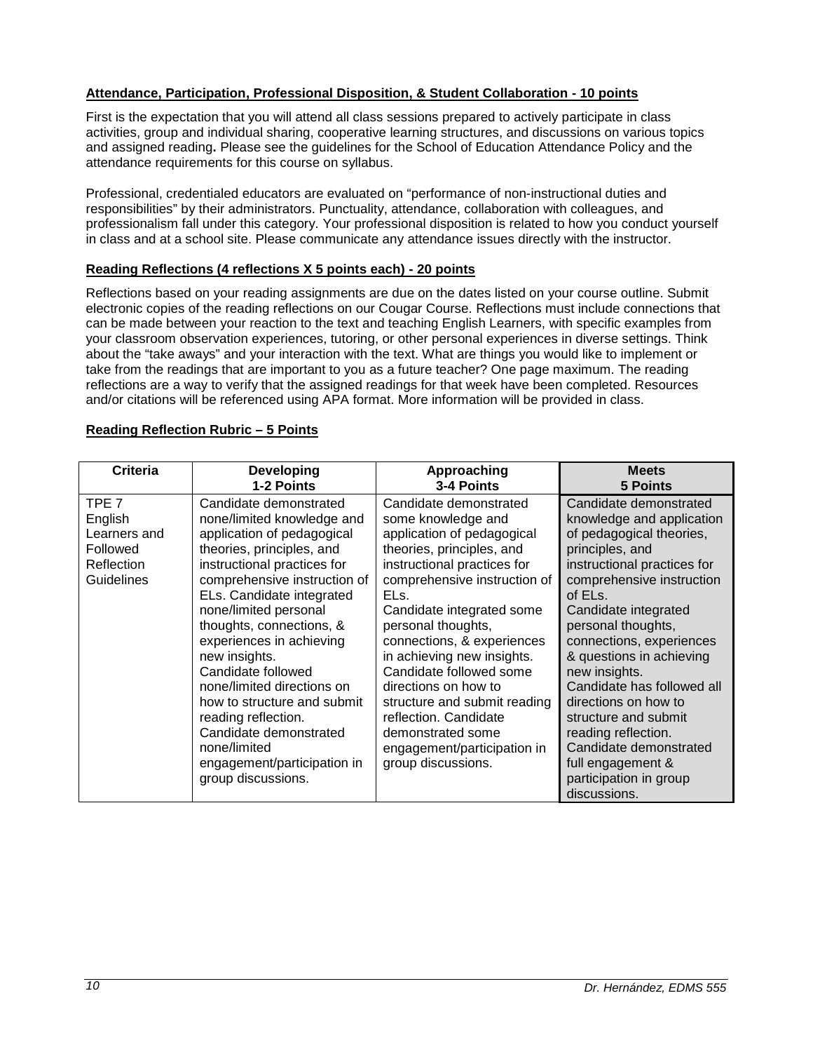**Attendance, Participation, Professional Disposition, & Student Collaboration - 10 points**

First is the expectation that you will attend all class sessions prepared to actively participate in class activities, group and individual sharing, cooperative learning structures, and discussions on various topics and assigned reading**.** Please see the guidelines for the School of Education Attendance Policy and the attendance requirements for this course on syllabus.

Professional, credentialed educators are evaluated on "performance of non-instructional duties and responsibilities" by their administrators. Punctuality, attendance, collaboration with colleagues, and professionalism fall under this category. Your professional disposition is related to how you conduct yourself in class and at a school site. Please communicate any attendance issues directly with the instructor.

**Reading Reflections (4 reflections X 5 points each) - 20 points**

Reflections based on your reading assignments are due on the dates listed on your course outline. Submit electronic copies of the reading reflections on our Cougar Course. Reflections must include connections that can be made between your reaction to the text and teaching English Learners, with specific examples from your classroom observation experiences, tutoring, or other personal experiences in diverse settings. Think about the "take aways" and your interaction with the text. What are things you would like to implement or take from the readings that are important to you as a future teacher? One page maximum. The reading reflections are a way to verify that the assigned readings for that week have been completed. Resources and/or citations will be referenced using APA format. More information will be provided in class.

**Reading Reflection Rubric – 5 Points**

| Criteria | Developing<br>1-2 Points | Approaching<br>3-4 Points | Meets<br>5 Points |
|---|---|---|---|
| TPE 7 English Learners and Followed Reflection Guidelines | Candidate demonstrated none/limited knowledge and application of pedagogical theories, principles, and instructional practices for comprehensive instruction of ELs. Candidate integrated none/limited personal thoughts, connections, & experiences in achieving new insights. Candidate followed none/limited directions on how to structure and submit reading reflection. Candidate demonstrated none/limited engagement/participation in group discussions. | Candidate demonstrated some knowledge and application of pedagogical theories, principles, and instructional practices for comprehensive instruction of ELs. Candidate integrated some personal thoughts, connections, & experiences in achieving new insights. Candidate followed some directions on how to structure and submit reading reflection. Candidate demonstrated some engagement/participation in group discussions. | Candidate demonstrated knowledge and application of pedagogical theories, principles, and instructional practices for comprehensive instruction of ELs. Candidate integrated personal thoughts, connections, experiences & questions in achieving new insights. Candidate has followed all directions on how to structure and submit reading reflection. Candidate demonstrated full engagement & participation in group discussions. |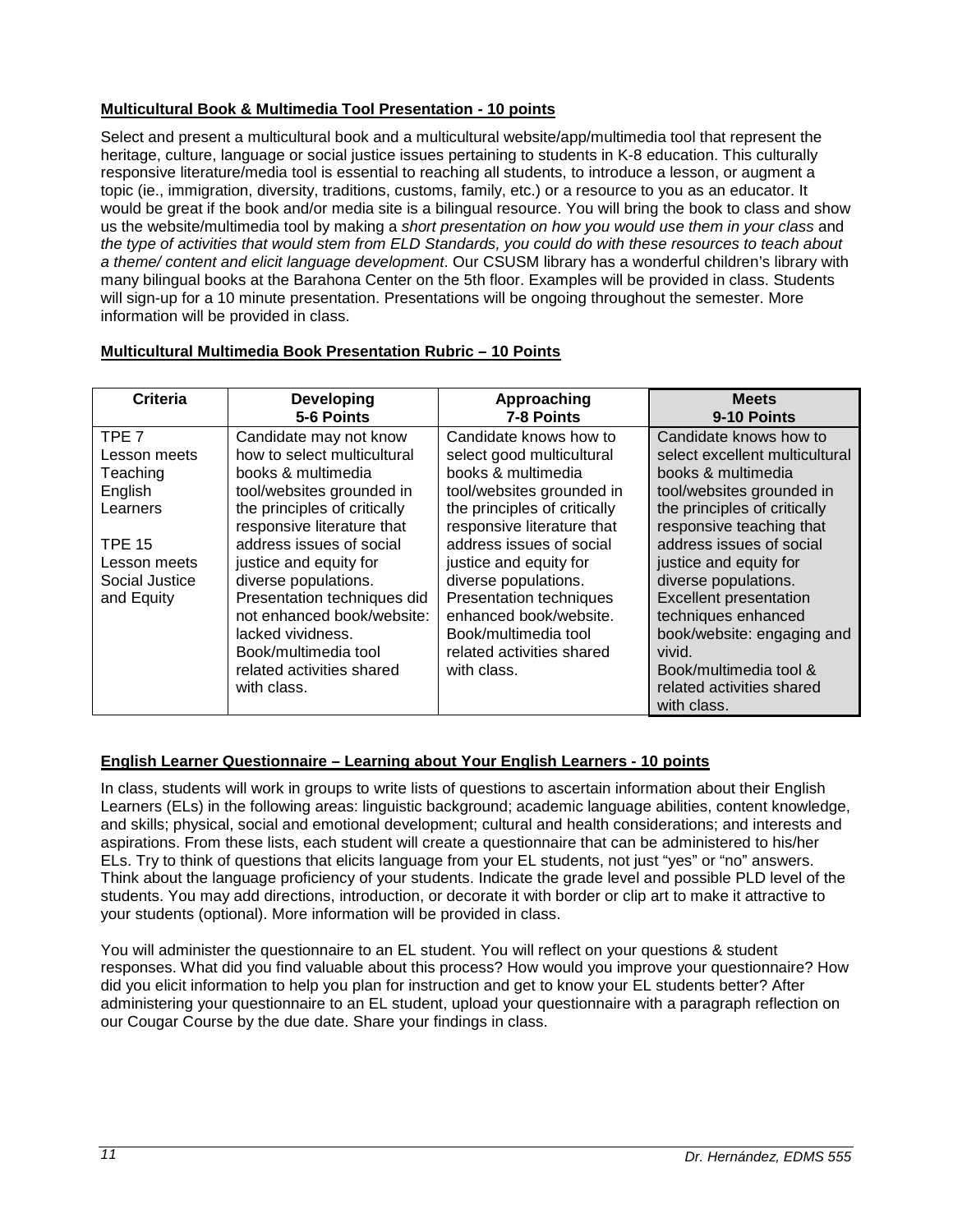**Multicultural Book & Multimedia Tool Presentation - 10 points**

Select and present a multicultural book and a multicultural website/app/multimedia tool that represent the heritage, culture, language or social justice issues pertaining to students in K-8 education. This culturally responsive literature/media tool is essential to reaching all students, to introduce a lesson, or augment a topic (ie., immigration, diversity, traditions, customs, family, etc.) or a resource to you as an educator. It would be great if the book and/or media site is a bilingual resource. You will bring the book to class and show us the website/multimedia tool by making a *short presentation on how you would use them in your class* and *the type of activities that would stem from ELD Standards, you could do with these resources to teach about a theme/ content and elicit language development*. Our CSUSM library has a wonderful children's library with many bilingual books at the Barahona Center on the 5th floor. Examples will be provided in class. Students will sign-up for a 10 minute presentation. Presentations will be ongoing throughout the semester. More information will be provided in class.

**Multicultural Multimedia Book Presentation Rubric – 10 Points**

| Criteria | Developing<br>5-6 Points | Approaching<br>7-8 Points | Meets<br>9-10 Points |
|---|---|---|---|
| TPE 7<br>Lesson meets Teaching English Learners<br><br>TPE 15<br>Lesson meets Social Justice and Equity | Candidate may not know how to select multicultural books & multimedia tool/websites grounded in the principles of critically responsive literature that address issues of social justice and equity for diverse populations.<br>Presentation techniques did not enhanced book/website: lacked vividness.<br>Book/multimedia tool related activities shared with class. | Candidate knows how to select good multicultural books & multimedia tool/websites grounded in the principles of critically responsive literature that address issues of social justice and equity for diverse populations.<br>Presentation techniques enhanced book/website.<br>Book/multimedia tool related activities shared with class. | Candidate knows how to select excellent multicultural books & multimedia tool/websites grounded in the principles of critically responsive teaching that address issues of social justice and equity for diverse populations.<br>Excellent presentation techniques enhanced book/website: engaging and vivid.<br>Book/multimedia tool & related activities shared with class. |

**English Learner Questionnaire – Learning about Your English Learners - 10 points**

In class, students will work in groups to write lists of questions to ascertain information about their English Learners (ELs) in the following areas: linguistic background; academic language abilities, content knowledge, and skills; physical, social and emotional development; cultural and health considerations; and interests and aspirations. From these lists, each student will create a questionnaire that can be administered to his/her ELs. Try to think of questions that elicits language from your EL students, not just "yes" or "no" answers. Think about the language proficiency of your students. Indicate the grade level and possible PLD level of the students. You may add directions, introduction, or decorate it with border or clip art to make it attractive to your students (optional). More information will be provided in class.

You will administer the questionnaire to an EL student. You will reflect on your questions & student responses. What did you find valuable about this process? How would you improve your questionnaire? How did you elicit information to help you plan for instruction and get to know your EL students better? After administering your questionnaire to an EL student, upload your questionnaire with a paragraph reflection on our Cougar Course by the due date. Share your findings in class.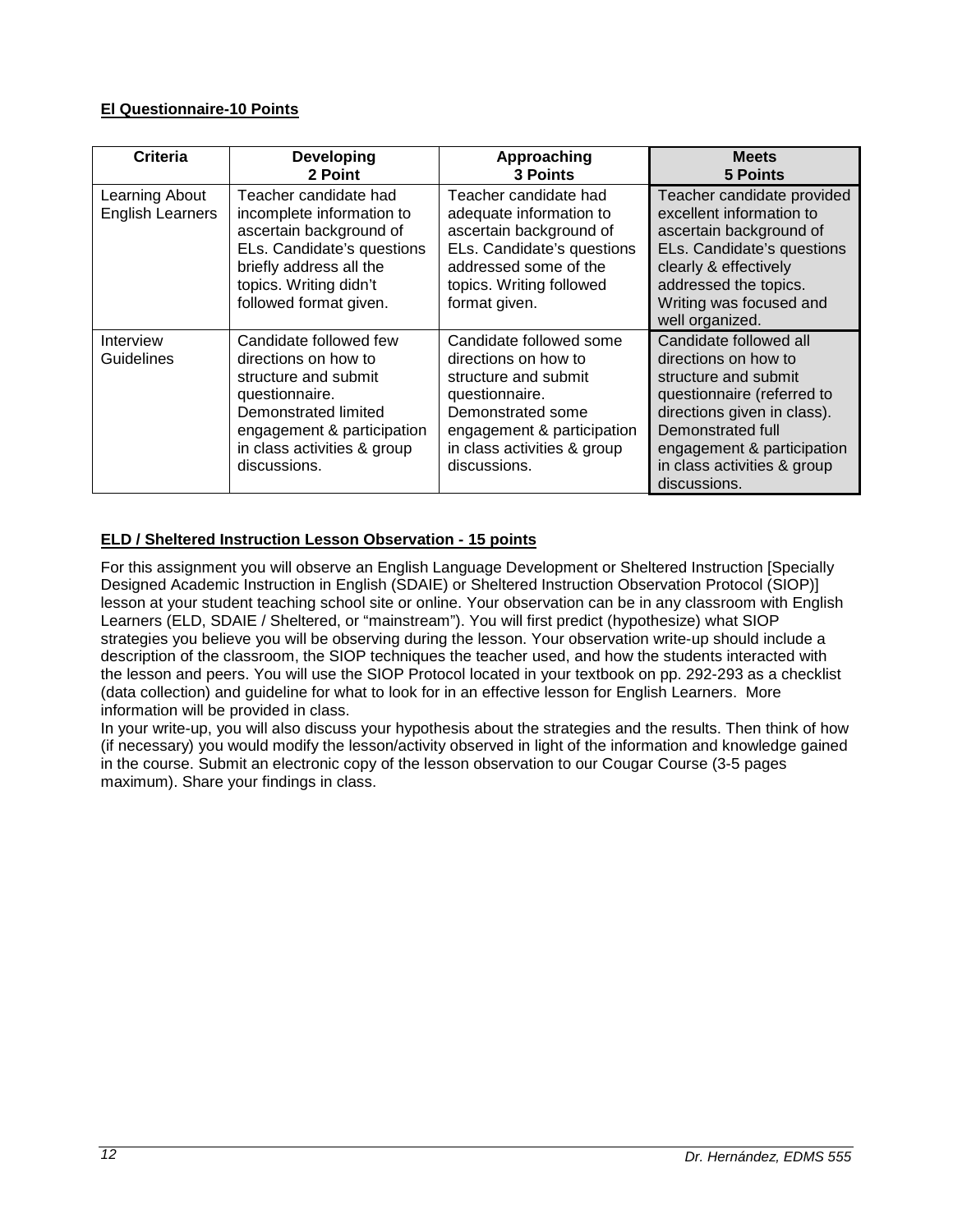**El Questionnaire-10 Points**

| Criteria | Developing<br>2 Point | Approaching<br>3 Points | Meets<br>5 Points |
|---|---|---|---|
| Learning About English Learners | Teacher candidate had incomplete information to ascertain background of ELs. Candidate's questions briefly address all the topics. Writing didn't followed format given. | Teacher candidate had adequate information to ascertain background of ELs. Candidate's questions addressed some of the topics. Writing followed format given. | Teacher candidate provided excellent information to ascertain background of ELs. Candidate's questions clearly & effectively addressed the topics. Writing was focused and well organized. |
| Interview Guidelines | Candidate followed few directions on how to structure and submit questionnaire. Demonstrated limited engagement & participation in class activities & group discussions. | Candidate followed some directions on how to structure and submit questionnaire. Demonstrated some engagement & participation in class activities & group discussions. | Candidate followed all directions on how to structure and submit questionnaire (referred to directions given in class). Demonstrated full engagement & participation in class activities & group discussions. |

**ELD / Sheltered Instruction Lesson Observation - 15 points**

For this assignment you will observe an English Language Development or Sheltered Instruction [Specially Designed Academic Instruction in English (SDAIE) or Sheltered Instruction Observation Protocol (SIOP)] lesson at your student teaching school site or online. Your observation can be in any classroom with English Learners (ELD, SDAIE / Sheltered, or "mainstream"). You will first predict (hypothesize) what SIOP strategies you believe you will be observing during the lesson. Your observation write-up should include a description of the classroom, the SIOP techniques the teacher used, and how the students interacted with the lesson and peers. You will use the SIOP Protocol located in your textbook on pp. 292-293 as a checklist (data collection) and guideline for what to look for in an effective lesson for English Learners. More information will be provided in class.

In your write-up, you will also discuss your hypothesis about the strategies and the results. Then think of how (if necessary) you would modify the lesson/activity observed in light of the information and knowledge gained in the course. Submit an electronic copy of the lesson observation to our Cougar Course (3-5 pages maximum). Share your findings in class.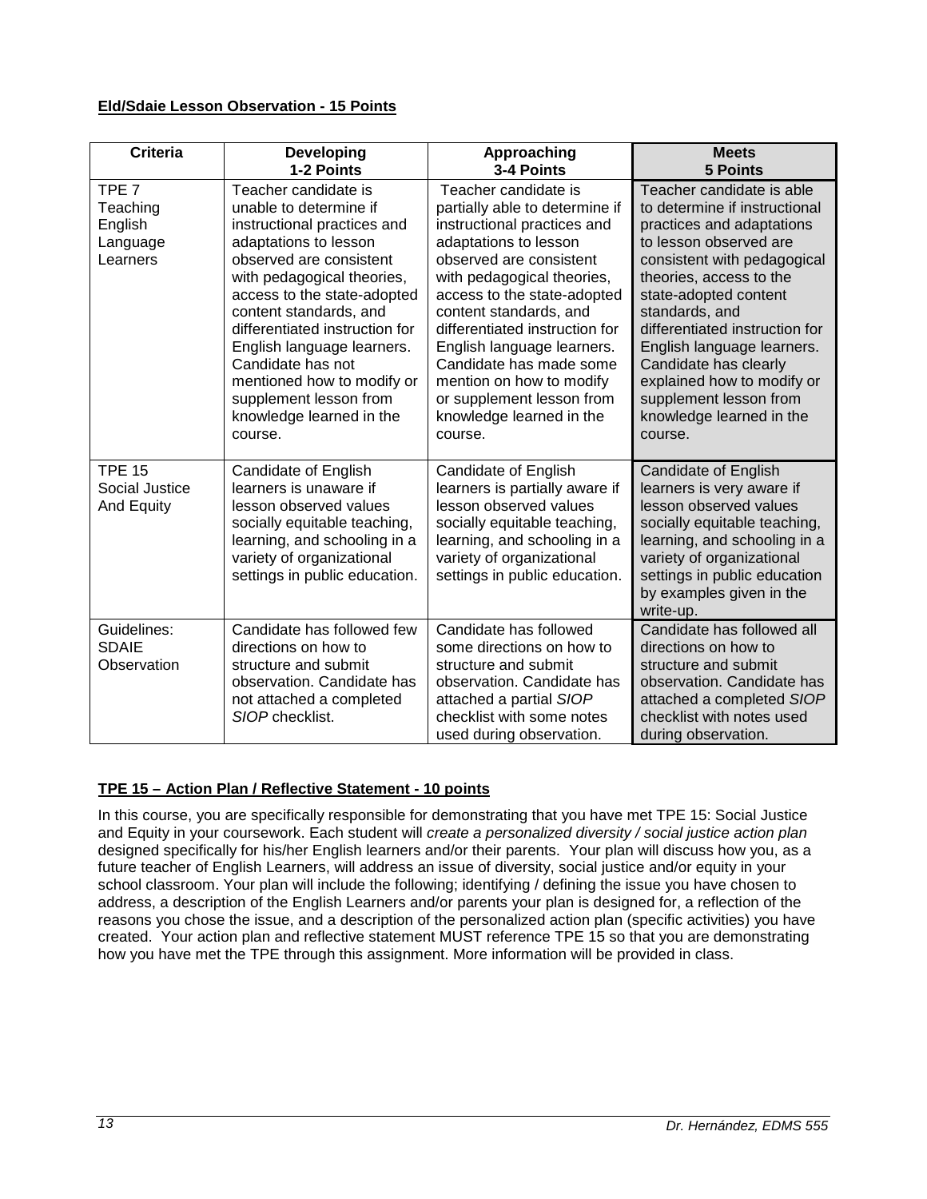**Eld/Sdaie Lesson Observation - 15 Points**

| Criteria | Developing 1-2 Points | Approaching 3-4 Points | Meets 5 Points |
|---|---|---|---|
| TPE 7 Teaching English Language Learners | Teacher candidate is unable to determine if instructional practices and adaptations to lesson observed are consistent with pedagogical theories, access to the state-adopted content standards, and differentiated instruction for English language learners. Candidate has not mentioned how to modify or supplement lesson from knowledge learned in the course. | Teacher candidate is partially able to determine if instructional practices and adaptations to lesson observed are consistent with pedagogical theories, access to the state-adopted content standards, and differentiated instruction for English language learners. Candidate has made some mention on how to modify or supplement lesson from knowledge learned in the course. | Teacher candidate is able to determine if instructional practices and adaptations to lesson observed are consistent with pedagogical theories, access to the state-adopted content standards, and differentiated instruction for English language learners. Candidate has clearly explained how to modify or supplement lesson from knowledge learned in the course. |
| TPE 15 Social Justice And Equity | Candidate of English learners is unaware if lesson observed values socially equitable teaching, learning, and schooling in a variety of organizational settings in public education. | Candidate of English learners is partially aware if lesson observed values socially equitable teaching, learning, and schooling in a variety of organizational settings in public education. | Candidate of English learners is very aware if lesson observed values socially equitable teaching, learning, and schooling in a variety of organizational settings in public education by examples given in the write-up. |
| Guidelines: SDAIE Observation | Candidate has followed few directions on how to structure and submit observation. Candidate has not attached a completed *SIOP* checklist. | Candidate has followed some directions on how to structure and submit observation. Candidate has attached a partial *SIOP* checklist with some notes used during observation. | Candidate has followed all directions on how to structure and submit observation. Candidate has attached a completed *SIOP* checklist with notes used during observation. |

**TPE 15 – Action Plan / Reflective Statement - 10 points**

In this course, you are specifically responsible for demonstrating that you have met TPE 15: Social Justice and Equity in your coursework. Each student will *create a personalized diversity / social justice action plan* designed specifically for his/her English learners and/or their parents. Your plan will discuss how you, as a future teacher of English Learners, will address an issue of diversity, social justice and/or equity in your school classroom. Your plan will include the following; identifying / defining the issue you have chosen to address, a description of the English Learners and/or parents your plan is designed for, a reflection of the reasons you chose the issue, and a description of the personalized action plan (specific activities) you have created. Your action plan and reflective statement MUST reference TPE 15 so that you are demonstrating how you have met the TPE through this assignment. More information will be provided in class.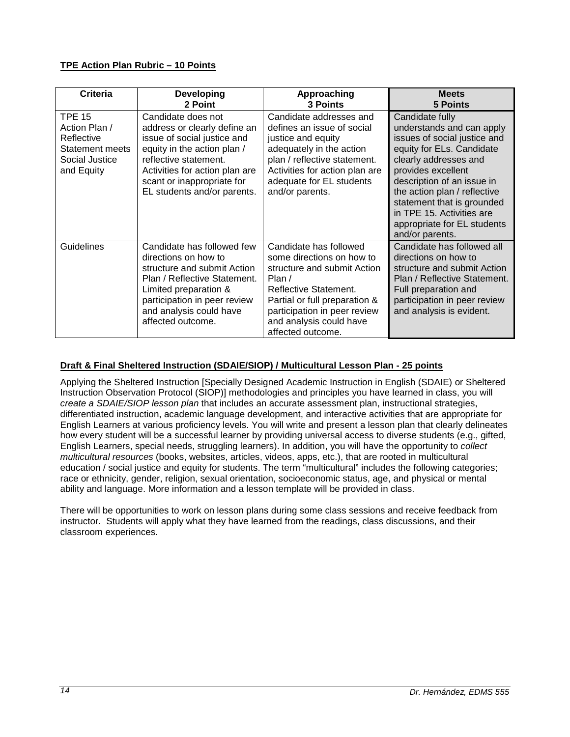**TPE Action Plan Rubric – 10 Points**

| Criteria | Developing<br>2 Point | Approaching<br>3 Points | Meets<br>5 Points |
|---|---|---|---|
| TPE 15 Action Plan / Reflective Statement meets Social Justice and Equity | Candidate does not address or clearly define an issue of social justice and equity in the action plan / reflective statement. Activities for action plan are scant or inappropriate for EL students and/or parents. | Candidate addresses and defines an issue of social justice and equity adequately in the action plan / reflective statement. Activities for action plan are adequate for EL students and/or parents. | Candidate fully understands and can apply issues of social justice and equity for ELs. Candidate clearly addresses and provides excellent description of an issue in the action plan / reflective statement that is grounded in TPE 15. Activities are appropriate for EL students and/or parents. |
| Guidelines | Candidate has followed few directions on how to structure and submit Action Plan / Reflective Statement. Limited preparation & participation in peer review and analysis could have affected outcome. | Candidate has followed some directions on how to structure and submit Action Plan / Reflective Statement. Partial or full preparation & participation in peer review and analysis could have affected outcome. | Candidate has followed all directions on how to structure and submit Action Plan / Reflective Statement. Full preparation and participation in peer review and analysis is evident. |

**Draft & Final Sheltered Instruction (SDAIE/SIOP) / Multicultural Lesson Plan - 25 points**

Applying the Sheltered Instruction [Specially Designed Academic Instruction in English (SDAIE) or Sheltered Instruction Observation Protocol (SIOP)] methodologies and principles you have learned in class, you will *create a SDAIE/SIOP lesson plan* that includes an accurate assessment plan, instructional strategies, differentiated instruction, academic language development, and interactive activities that are appropriate for English Learners at various proficiency levels. You will write and present a lesson plan that clearly delineates how every student will be a successful learner by providing universal access to diverse students (e.g., gifted, English Learners, special needs, struggling learners). In addition, you will have the opportunity to *collect multicultural resources* (books, websites, articles, videos, apps, etc.), that are rooted in multicultural education / social justice and equity for students. The term "multicultural" includes the following categories; race or ethnicity, gender, religion, sexual orientation, socioeconomic status, age, and physical or mental ability and language. More information and a lesson template will be provided in class.

There will be opportunities to work on lesson plans during some class sessions and receive feedback from instructor. Students will apply what they have learned from the readings, class discussions, and their classroom experiences.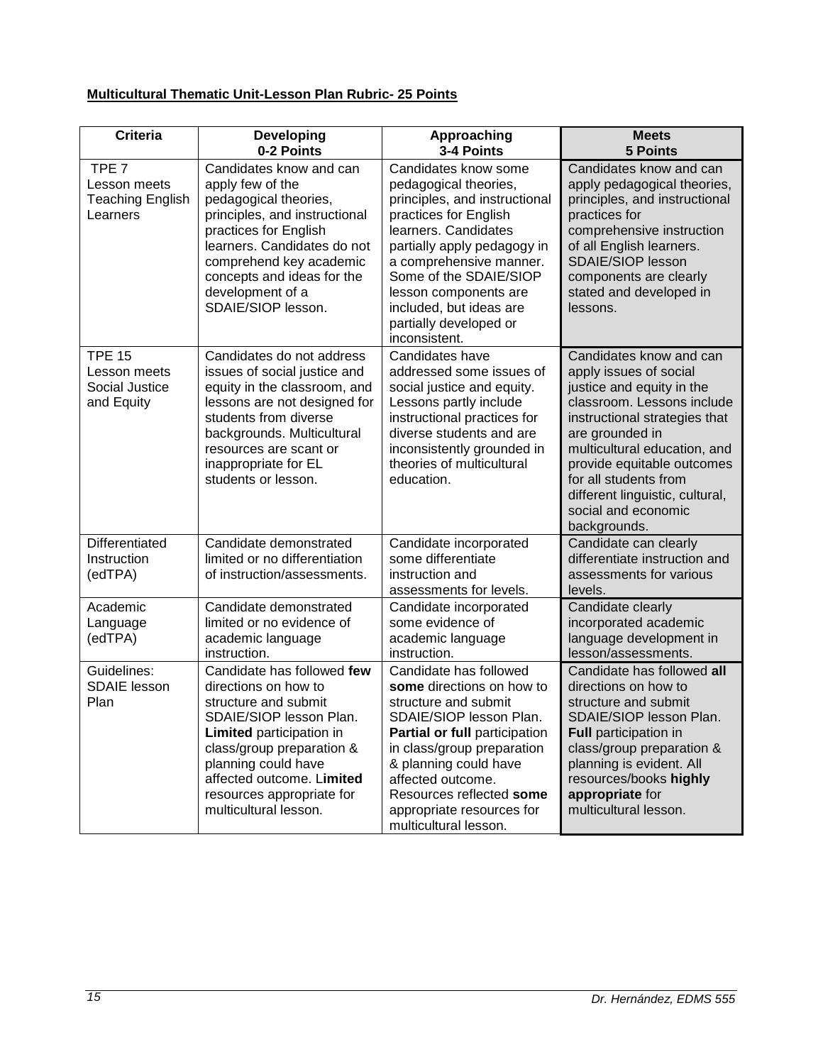**Multicultural Thematic Unit-Lesson Plan Rubric- 25 Points**

| Criteria | Developing 0-2 Points | Approaching 3-4 Points | Meets 5 Points |
|---|---|---|---|
| TPE 7 Lesson meets Teaching English Learners | Candidates know and can apply few of the pedagogical theories, principles, and instructional practices for English learners. Candidates do not comprehend key academic concepts and ideas for the development of a SDAIE/SIOP lesson. | Candidates know some pedagogical theories, principles, and instructional practices for English learners. Candidates partially apply pedagogy in a comprehensive manner. Some of the SDAIE/SIOP lesson components are included, but ideas are partially developed or inconsistent. | Candidates know and can apply pedagogical theories, principles, and instructional practices for comprehensive instruction of all English learners. SDAIE/SIOP lesson components are clearly stated and developed in lessons. |
| TPE 15 Lesson meets Social Justice and Equity | Candidates do not address issues of social justice and equity in the classroom, and lessons are not designed for students from diverse backgrounds. Multicultural resources are scant or inappropriate for EL students or lesson. | Candidates have addressed some issues of social justice and equity. Lessons partly include instructional practices for diverse students and are inconsistently grounded in theories of multicultural education. | Candidates know and can apply issues of social justice and equity in the classroom. Lessons include instructional strategies that are grounded in multicultural education, and provide equitable outcomes for all students from different linguistic, cultural, social and economic backgrounds. |
| Differentiated Instruction (edTPA) | Candidate demonstrated limited or no differentiation of instruction/assessments. | Candidate incorporated some differentiate instruction and assessments for levels. | Candidate can clearly differentiate instruction and assessments for various levels. |
| Academic Language (edTPA) | Candidate demonstrated limited or no evidence of academic language instruction. | Candidate incorporated some evidence of academic language instruction. | Candidate clearly incorporated academic language development in lesson/assessments. |
| Guidelines: SDAIE lesson Plan | Candidate has followed **few** directions on how to structure and submit SDAIE/SIOP lesson Plan. **Limited** participation in class/group preparation & planning could have affected outcome. L**imited** resources appropriate for multicultural lesson. | Candidate has followed **some** directions on how to structure and submit SDAIE/SIOP lesson Plan. **Partial or full** participation in class/group preparation & planning could have affected outcome. Resources reflected **some** appropriate resources for multicultural lesson. | Candidate has followed **all** directions on how to structure and submit SDAIE/SIOP lesson Plan. **Full** participation in class/group preparation & planning is evident. All resources/books **highly appropriate** for multicultural lesson. |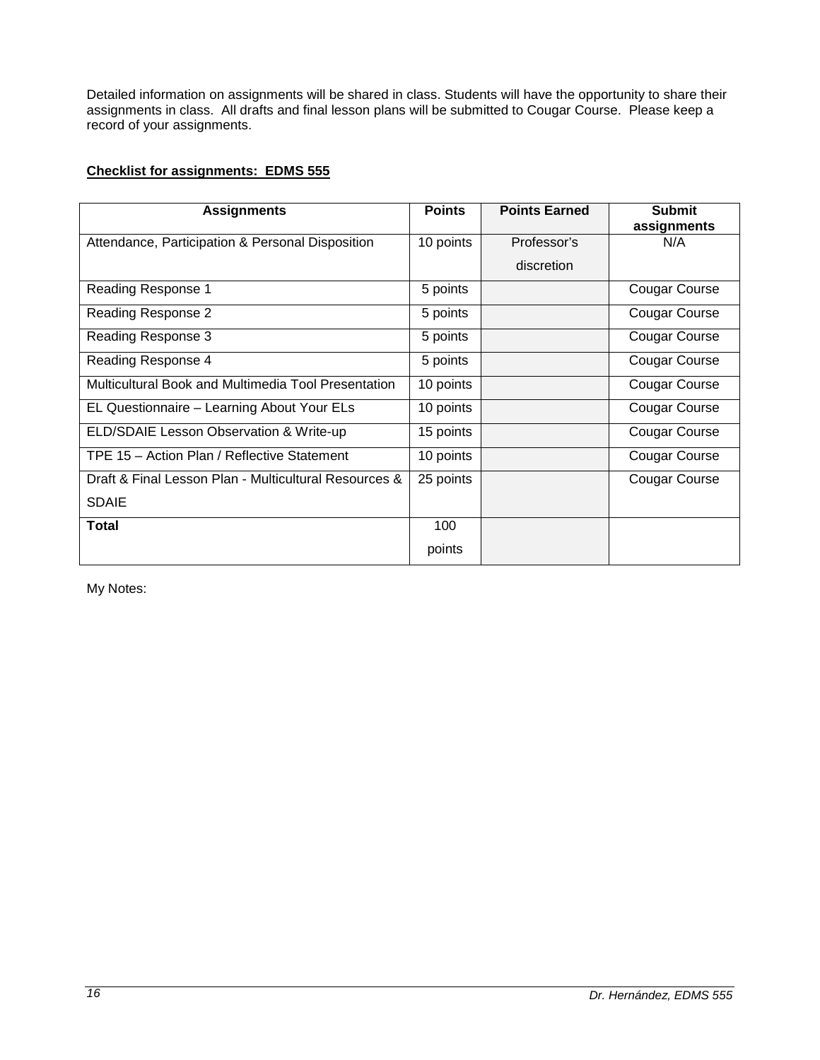Detailed information on assignments will be shared in class. Students will have the opportunity to share their assignments in class. All drafts and final lesson plans will be submitted to Cougar Course. Please keep a record of your assignments.

**Checklist for assignments: EDMS 555**

| Assignments | Points | Points Earned | Submit assignments |
|---|---|---|---|
| Attendance, Participation & Personal Disposition | 10 points | Professor's discretion | N/A |
| Reading Response 1 | 5 points | | Cougar Course |
| Reading Response 2 | 5 points | | Cougar Course |
| Reading Response 3 | 5 points | | Cougar Course |
| Reading Response 4 | 5 points | | Cougar Course |
| Multicultural Book and Multimedia Tool Presentation | 10 points | | Cougar Course |
| EL Questionnaire – Learning About Your ELs | 10 points | | Cougar Course |
| ELD/SDAIE Lesson Observation & Write-up | 15 points | | Cougar Course |
| TPE 15 – Action Plan / Reflective Statement | 10 points | | Cougar Course |
| Draft & Final Lesson Plan - Multicultural Resources & SDAIE | 25 points | | Cougar Course |
| **Total** | 100 points | | |

My Notes: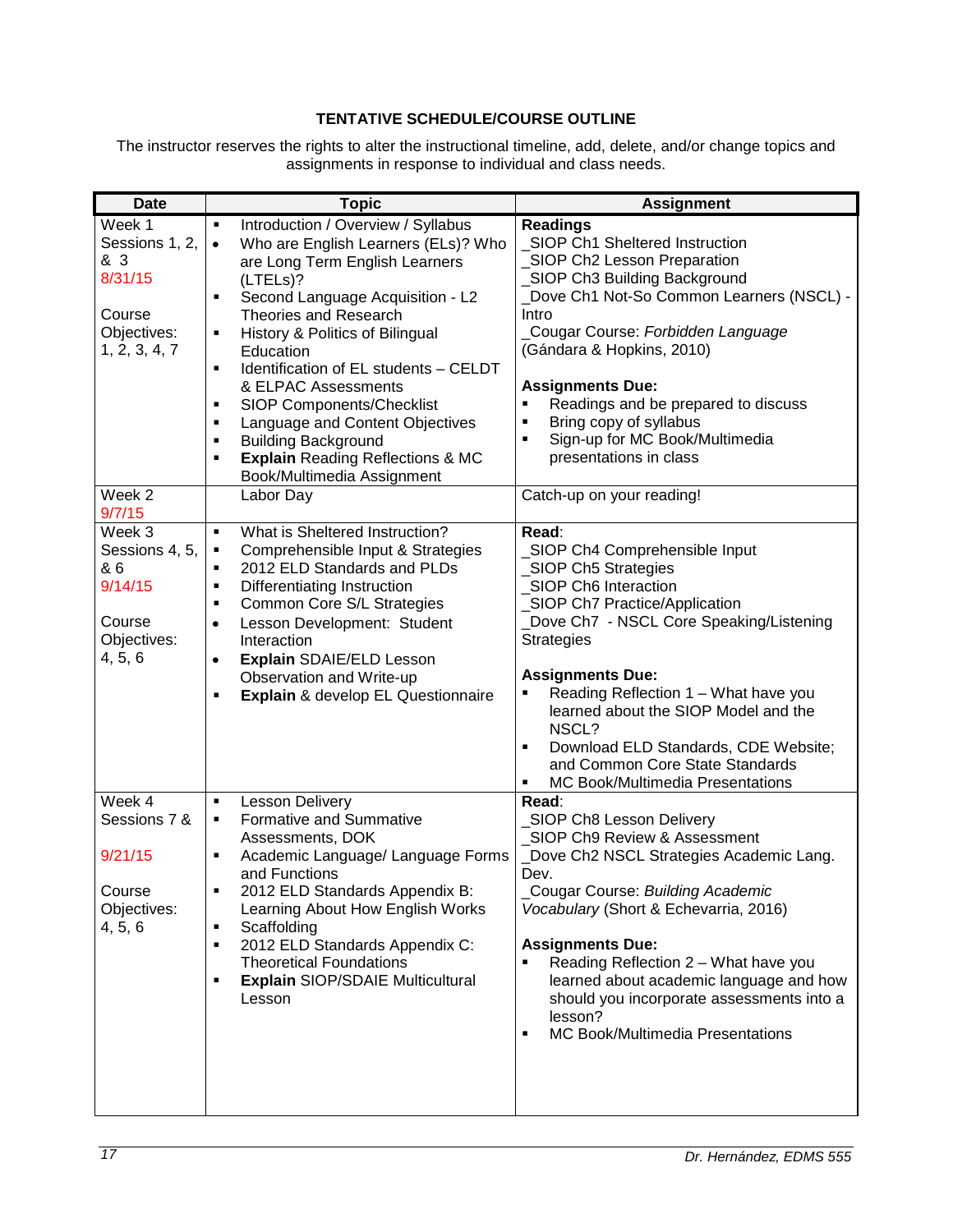**TENTATIVE SCHEDULE/COURSE OUTLINE**

The instructor reserves the rights to alter the instructional timeline, add, delete, and/or change topics and assignments in response to individual and class needs.

| Date | Topic | Assignment |
|---|---|---|
| Week 1<br>Sessions 1, 2, & 3<br>8/31/15<br><br>Course Objectives: 1, 2, 3, 4, 7 | ▪ Introduction / Overview / Syllabus<br>• Who are English Learners (ELs)? Who are Long Term English Learners (LTELs)?<br>▪ Second Language Acquisition - L2 Theories and Research<br>▪ History & Politics of Bilingual Education<br>▪ Identification of EL students – CELDT & ELPAC Assessments<br>▪ SIOP Components/Checklist<br>▪ Language and Content Objectives<br>▪ Building Background<br>▪ **Explain** Reading Reflections & MC Book/Multimedia Assignment | **Readings**<br>_SIOP Ch1 Sheltered Instruction<br>_SIOP Ch2 Lesson Preparation<br>_SIOP Ch3 Building Background<br>_Dove Ch1 Not-So Common Learners (NSCL) - Intro<br>_Cougar Course: *Forbidden Language* (Gándara & Hopkins, 2010)<br><br>**Assignments Due:**<br>▪ Readings and be prepared to discuss<br>▪ Bring copy of syllabus<br>▪ Sign-up for MC Book/Multimedia presentations in class |
| Week 2<br>9/7/15 | Labor Day | Catch-up on your reading! |
| Week 3<br>Sessions 4, 5, & 6<br>9/14/15<br><br>Course Objectives: 4, 5, 6 | ▪ What is Sheltered Instruction?<br>▪ Comprehensible Input & Strategies<br>▪ 2012 ELD Standards and PLDs<br>▪ Differentiating Instruction<br>▪ Common Core S/L Strategies<br>• Lesson Development: Student Interaction<br>• **Explain** SDAIE/ELD Lesson Observation and Write-up<br>▪ **Explain** & develop EL Questionnaire | **Read**:<br>_SIOP Ch4 Comprehensible Input<br>_SIOP Ch5 Strategies<br>_SIOP Ch6 Interaction<br>_SIOP Ch7 Practice/Application<br>_Dove Ch7 - NSCL Core Speaking/Listening Strategies<br><br>**Assignments Due:**<br>▪ Reading Reflection 1 – What have you learned about the SIOP Model and the NSCL?<br>▪ Download ELD Standards, CDE Website; and Common Core State Standards<br>▪ MC Book/Multimedia Presentations |
| Week 4<br>Sessions 7 &<br><br>9/21/15<br><br>Course Objectives: 4, 5, 6 | ▪ Lesson Delivery<br>▪ Formative and Summative Assessments, DOK<br>▪ Academic Language/ Language Forms and Functions<br>▪ 2012 ELD Standards Appendix B: Learning About How English Works<br>▪ Scaffolding<br>▪ 2012 ELD Standards Appendix C: Theoretical Foundations<br>▪ **Explain** SIOP/SDAIE Multicultural Lesson | **Read**:<br>_SIOP Ch8 Lesson Delivery<br>_SIOP Ch9 Review & Assessment<br>_Dove Ch2 NSCL Strategies Academic Lang. Dev.<br>_Cougar Course: *Building Academic Vocabulary* (Short & Echevarria, 2016)<br><br>**Assignments Due:**<br>▪ Reading Reflection 2 – What have you learned about academic language and how should you incorporate assessments into a lesson?<br>▪ MC Book/Multimedia Presentations |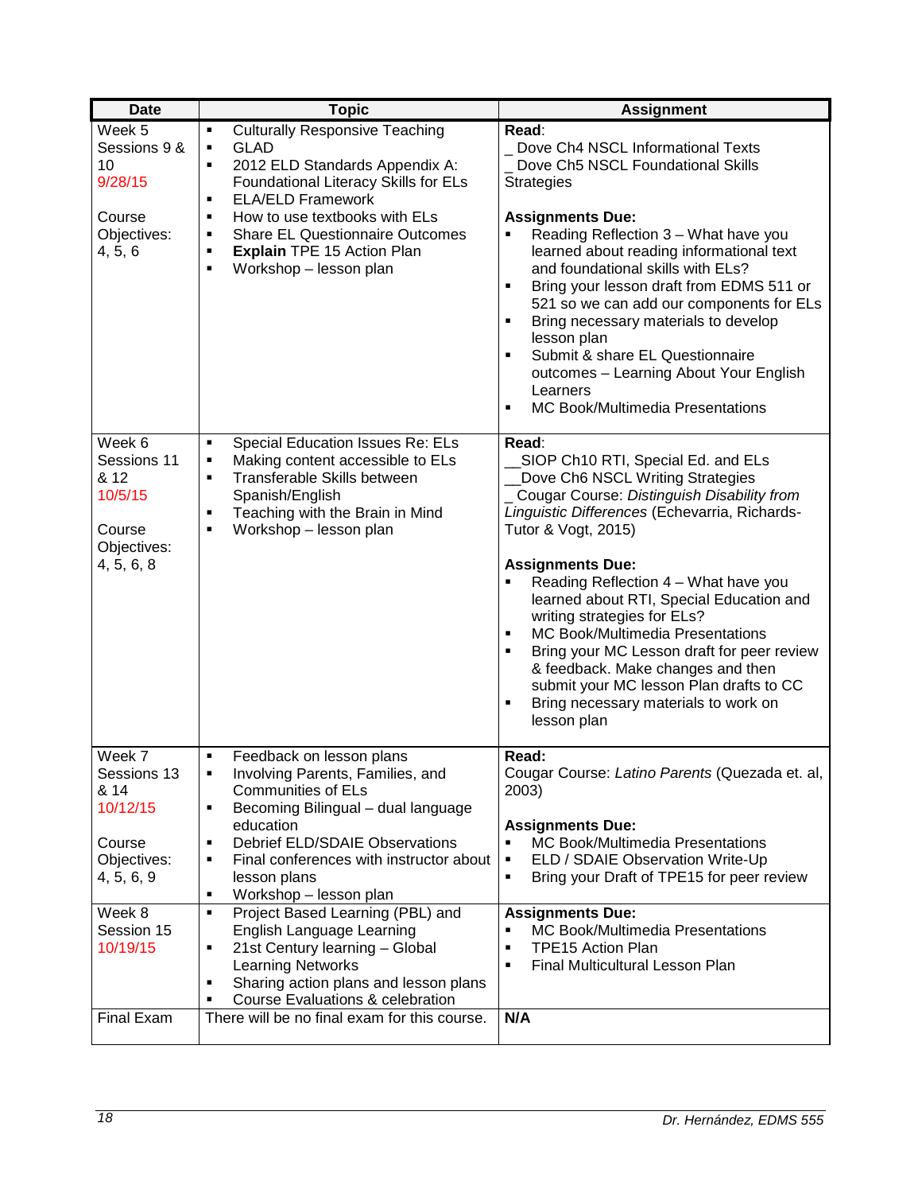| Date | Topic | Assignment |
|---|---|---|
| Week 5<br>Sessions 9 & 10<br>9/28/15<br><br>Course Objectives: 4, 5, 6 | ▪ Culturally Responsive Teaching<br>▪ GLAD<br>▪ 2012 ELD Standards Appendix A: Foundational Literacy Skills for ELs<br>▪ ELA/ELD Framework<br>▪ How to use textbooks with ELs<br>▪ Share EL Questionnaire Outcomes<br>▪ **Explain** TPE 15 Action Plan<br>▪ Workshop – lesson plan | **Read**:<br>_ Dove Ch4 NSCL Informational Texts<br>_ Dove Ch5 NSCL Foundational Skills Strategies<br><br>**Assignments Due:**<br>▪ Reading Reflection 3 – What have you learned about reading informational text and foundational skills with ELs?<br>▪ Bring your lesson draft from EDMS 511 or 521 so we can add our components for ELs<br>▪ Bring necessary materials to develop lesson plan<br>▪ Submit & share EL Questionnaire outcomes – Learning About Your English Learners<br>▪ MC Book/Multimedia Presentations |
| Week 6<br>Sessions 11 & 12<br>10/5/15<br><br>Course Objectives: 4, 5, 6, 8 | ▪ Special Education Issues Re: ELs<br>▪ Making content accessible to ELs<br>▪ Transferable Skills between Spanish/English<br>▪ Teaching with the Brain in Mind<br>▪ Workshop – lesson plan | **Read**:<br>__SIOP Ch10 RTI, Special Ed. and ELs<br>__Dove Ch6 NSCL Writing Strategies<br>_ Cougar Course: *Distinguish Disability from Linguistic Differences* (Echevarria, Richards-Tutor & Vogt, 2015)<br><br>**Assignments Due:**<br>▪ Reading Reflection 4 – What have you learned about RTI, Special Education and writing strategies for ELs?<br>▪ MC Book/Multimedia Presentations<br>▪ Bring your MC Lesson draft for peer review & feedback. Make changes and then submit your MC lesson Plan drafts to CC<br>▪ Bring necessary materials to work on lesson plan |
| Week 7<br>Sessions 13 & 14<br>10/12/15<br><br>Course Objectives: 4, 5, 6, 9 | ▪ Feedback on lesson plans<br>▪ Involving Parents, Families, and Communities of ELs<br>▪ Becoming Bilingual – dual language education<br>▪ Debrief ELD/SDAIE Observations<br>▪ Final conferences with instructor about lesson plans<br>▪ Workshop – lesson plan | **Read:**<br>Cougar Course: *Latino Parents* (Quezada et. al, 2003)<br><br>**Assignments Due:**<br>▪ MC Book/Multimedia Presentations<br>▪ ELD / SDAIE Observation Write-Up<br>▪ Bring your Draft of TPE15 for peer review |
| Week 8<br>Session 15<br>10/19/15 | ▪ Project Based Learning (PBL) and English Language Learning<br>▪ 21st Century learning – Global Learning Networks<br>▪ Sharing action plans and lesson plans<br>▪ Course Evaluations & celebration | **Assignments Due:**<br>▪ MC Book/Multimedia Presentations<br>▪ TPE15 Action Plan<br>▪ Final Multicultural Lesson Plan |
| Final Exam | There will be no final exam for this course. | **N/A** |